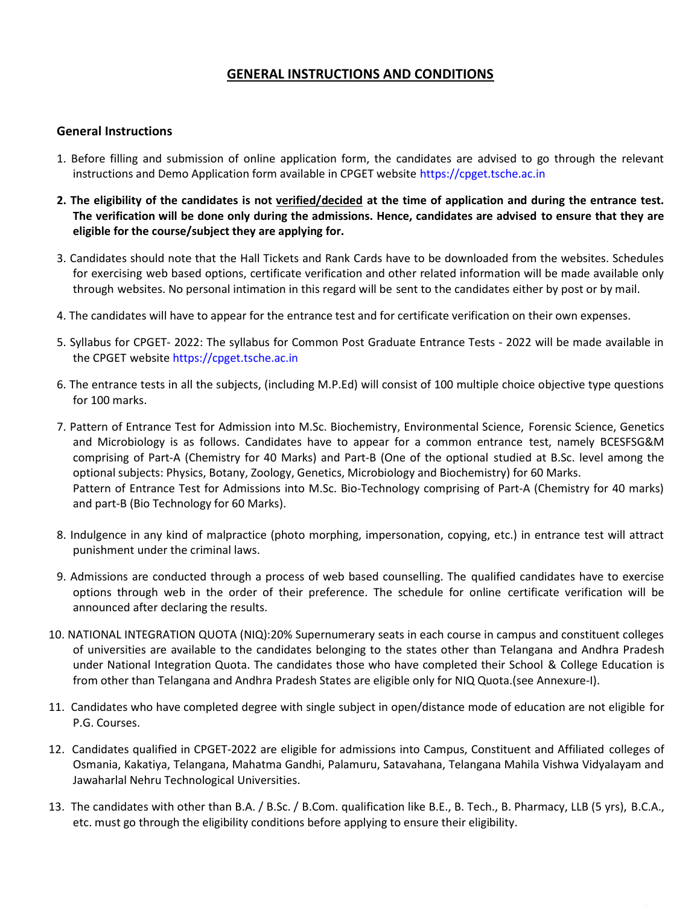# <u>GENERAL INSTRUCTIONS AND CONDITIONS</u>

## General Instructions

1. Before filling and submission of online application form, the candidates are advised to go through the relevant instructions and Demo Application form available in CPGET website https://cpget.tsche.ac.in

2. **The eligibility of the candidates is not <u>verified/decided</u> at the time of application and during the entrance test. The verification will be done only during the admissions. Hence, candidates are advised to ensure that they are eligible for the course/subject they are applying for.**

3. Candidates should note that the Hall Tickets and Rank Cards have to be downloaded from the websites. Schedules for exercising web based options, certificate verification and other related information will be made available only through websites. No personal intimation in this regard will be sent to the candidates either by post or by mail.

4. The candidates will have to appear for the entrance test and for certificate verification on their own expenses.

5. Syllabus for CPGET- 2022: The syllabus for Common Post Graduate Entrance Tests - 2022 will be made available in the CPGET website https://cpget.tsche.ac.in

6. The entrance tests in all the subjects, (including M.P.Ed) will consist of 100 multiple choice objective type questions for 100 marks.

7. Pattern of Entrance Test for Admission into M.Sc. Biochemistry, Environmental Science, Forensic Science, Genetics and Microbiology is as follows. Candidates have to appear for a common entrance test, namely BCESFSG&M comprising of Part-A (Chemistry for 40 Marks) and Part-B (One of the optional studied at B.Sc. level among the optional subjects: Physics, Botany, Zoology, Genetics, Microbiology and Biochemistry) for 60 Marks.
   Pattern of Entrance Test for Admissions into M.Sc. Bio-Technology comprising of Part-A (Chemistry for 40 marks) and part-B (Bio Technology for 60 Marks).

8. Indulgence in any kind of malpractice (photo morphing, impersonation, copying, etc.) in entrance test will attract punishment under the criminal laws.

9. Admissions are conducted through a process of web based counselling. The qualified candidates have to exercise options through web in the order of their preference. The schedule for online certificate verification will be announced after declaring the results.

10. NATIONAL INTEGRATION QUOTA (NIQ):20% Supernumerary seats in each course in campus and constituent colleges of universities are available to the candidates belonging to the states other than Telangana and Andhra Pradesh under National Integration Quota. The candidates those who have completed their School & College Education is from other than Telangana and Andhra Pradesh States are eligible only for NIQ Quota.(see Annexure-I).

11. Candidates who have completed degree with single subject in open/distance mode of education are not eligible for P.G. Courses.

12. Candidates qualified in CPGET-2022 are eligible for admissions into Campus, Constituent and Affiliated colleges of Osmania, Kakatiya, Telangana, Mahatma Gandhi, Palamuru, Satavahana, Telangana Mahila Vishwa Vidyalayam and Jawaharlal Nehru Technological Universities.

13. The candidates with other than B.A. / B.Sc. / B.Com. qualification like B.E., B. Tech., B. Pharmacy, LLB (5 yrs), B.C.A., etc. must go through the eligibility conditions before applying to ensure their eligibility.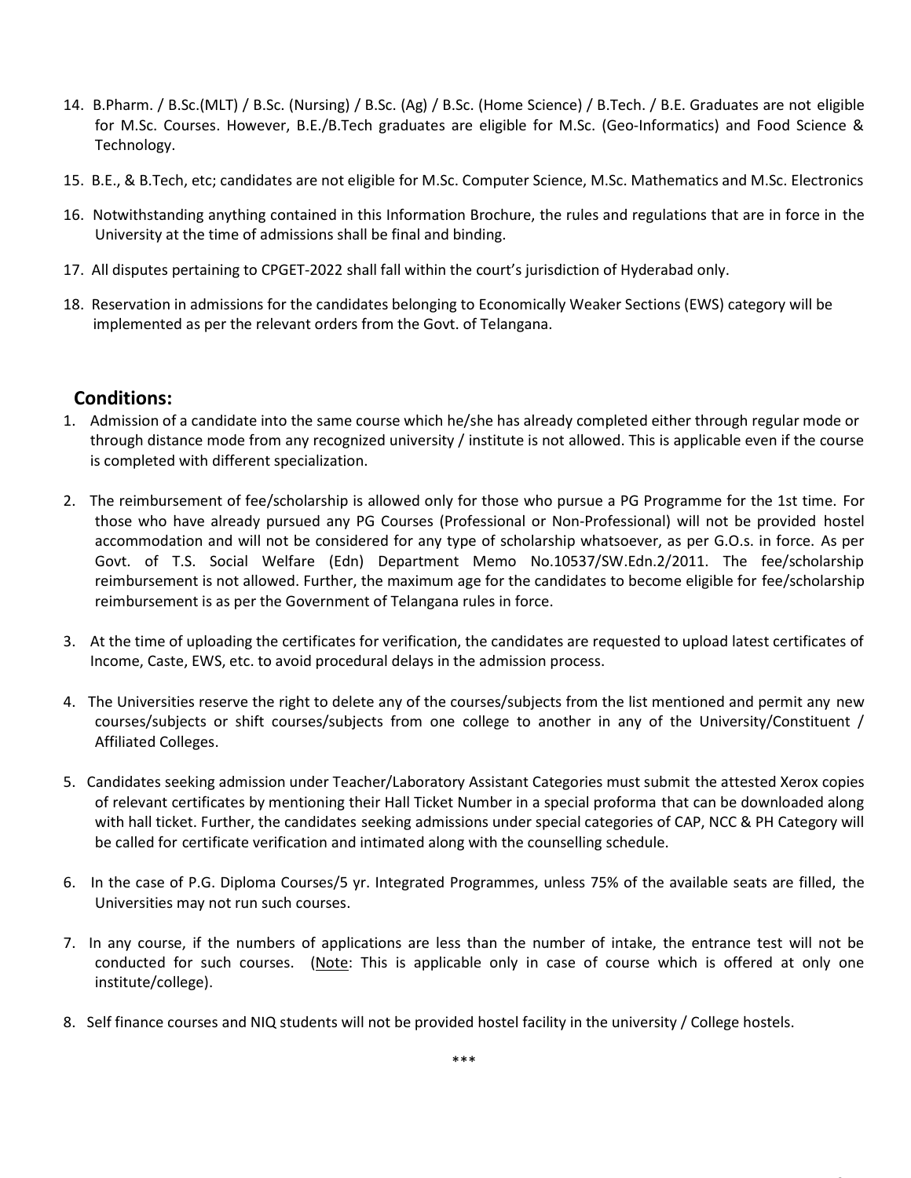14. B.Pharm. / B.Sc.(MLT) / B.Sc. (Nursing) / B.Sc. (Ag) / B.Sc. (Home Science) / B.Tech. / B.E. Graduates are not eligible for M.Sc. Courses. However, B.E./B.Tech graduates are eligible for M.Sc. (Geo-Informatics) and Food Science & Technology.
15. B.E., & B.Tech, etc; candidates are not eligible for M.Sc. Computer Science, M.Sc. Mathematics and M.Sc. Electronics
16. Notwithstanding anything contained in this Information Brochure, the rules and regulations that are in force in the University at the time of admissions shall be final and binding.
17. All disputes pertaining to CPGET-2022 shall fall within the court's jurisdiction of Hyderabad only.
18. Reservation in admissions for the candidates belonging to Economically Weaker Sections (EWS) category will be implemented as per the relevant orders from the Govt. of Telangana.

## Conditions:

1. Admission of a candidate into the same course which he/she has already completed either through regular mode or through distance mode from any recognized university / institute is not allowed. This is applicable even if the course is completed with different specialization.
2. The reimbursement of fee/scholarship is allowed only for those who pursue a PG Programme for the 1st time. For those who have already pursued any PG Courses (Professional or Non-Professional) will not be provided hostel accommodation and will not be considered for any type of scholarship whatsoever, as per G.O.s. in force. As per Govt. of T.S. Social Welfare (Edn) Department Memo No.10537/SW.Edn.2/2011. The fee/scholarship reimbursement is not allowed. Further, the maximum age for the candidates to become eligible for fee/scholarship reimbursement is as per the Government of Telangana rules in force.
3. At the time of uploading the certificates for verification, the candidates are requested to upload latest certificates of Income, Caste, EWS, etc. to avoid procedural delays in the admission process.
4. The Universities reserve the right to delete any of the courses/subjects from the list mentioned and permit any new courses/subjects or shift courses/subjects from one college to another in any of the University/Constituent / Affiliated Colleges.
5. Candidates seeking admission under Teacher/Laboratory Assistant Categories must submit the attested Xerox copies of relevant certificates by mentioning their Hall Ticket Number in a special proforma that can be downloaded along with hall ticket. Further, the candidates seeking admissions under special categories of CAP, NCC & PH Category will be called for certificate verification and intimated along with the counselling schedule.
6. In the case of P.G. Diploma Courses/5 yr. Integrated Programmes, unless 75% of the available seats are filled, the Universities may not run such courses.
7. In any course, if the numbers of applications are less than the number of intake, the entrance test will not be conducted for such courses. (Note: This is applicable only in case of course which is offered at only one institute/college).
8. Self finance courses and NIQ students will not be provided hostel facility in the university / College hostels.

***